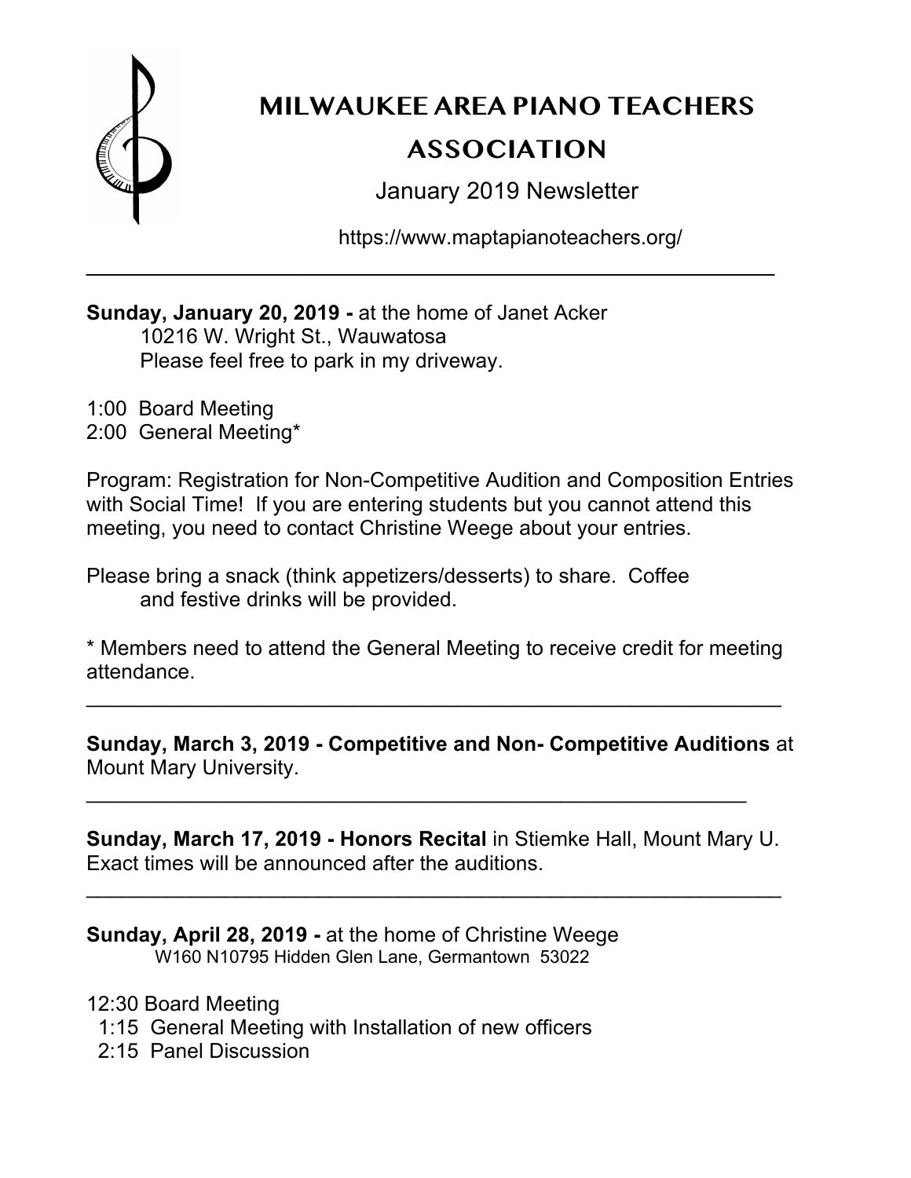# MILWAUKEE AREA PIANO TEACHERS ASSOCIATION

January 2019 Newsletter

https://www.maptapianoteachers.org/

---

**Sunday, January 20, 2019 -** at the home of Janet Acker
10216 W. Wright St., Wauwatosa
Please feel free to park in my driveway.

1:00 Board Meeting
2:00 General Meeting*

Program: Registration for Non-Competitive Audition and Composition Entries with Social Time! If you are entering students but you cannot attend this meeting, you need to contact Christine Weege about your entries.

Please bring a snack (think appetizers/desserts) to share. Coffee and festive drinks will be provided.

* Members need to attend the General Meeting to receive credit for meeting attendance.

---

**Sunday, March 3, 2019 - Competitive and Non- Competitive Auditions** at Mount Mary University.

---

**Sunday, March 17, 2019 - Honors Recital** in Stiemke Hall, Mount Mary U. Exact times will be announced after the auditions.

---

**Sunday, April 28, 2019 -** at the home of Christine Weege
W160 N10795 Hidden Glen Lane, Germantown 53022

12:30 Board Meeting
1:15 General Meeting with Installation of new officers
2:15 Panel Discussion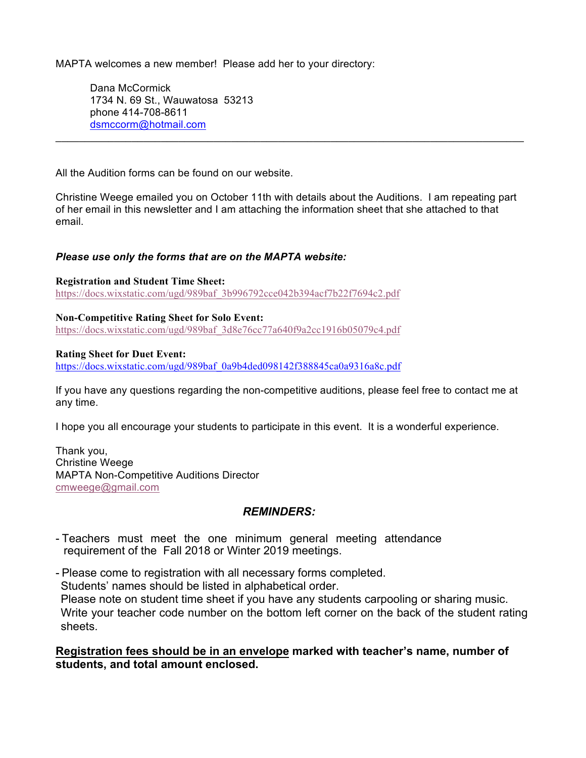MAPTA welcomes a new member! Please add her to your directory:

> Dana McCormick
> 1734 N. 69 St., Wauwatosa 53213
> phone 414-708-8611
> dsmccorm@hotmail.com

---

All the Audition forms can be found on our website.

Christine Weege emailed you on October 11th with details about the Auditions. I am repeating part of her email in this newsletter and I am attaching the information sheet that she attached to that email.

***Please use only the forms that are on the MAPTA website:***

**Registration and Student Time Sheet:**
https://docs.wixstatic.com/ugd/989baf_3b996792cce042b394acf7b22f7694c2.pdf

**Non-Competitive Rating Sheet for Solo Event:**
https://docs.wixstatic.com/ugd/989baf_3d8e76cc77a640f9a2cc1916b05079c4.pdf

**Rating Sheet for Duet Event:**
https://docs.wixstatic.com/ugd/989baf_0a9b4ded098142f388845ca0a9316a8c.pdf

If you have any questions regarding the non-competitive auditions, please feel free to contact me at any time.

I hope you all encourage your students to participate in this event. It is a wonderful experience.

Thank you,
Christine Weege
MAPTA Non-Competitive Auditions Director
cmweege@gmail.com

## ***REMINDERS:***

- Teachers must meet the one minimum general meeting attendance requirement of the Fall 2018 or Winter 2019 meetings.
- Please come to registration with all necessary forms completed.
  Students' names should be listed in alphabetical order.
  Please note on student time sheet if you have any students carpooling or sharing music.
  Write your teacher code number on the bottom left corner on the back of the student rating sheets.

**<u>Registration fees should be in an envelope</u> marked with teacher's name, number of students, and total amount enclosed.**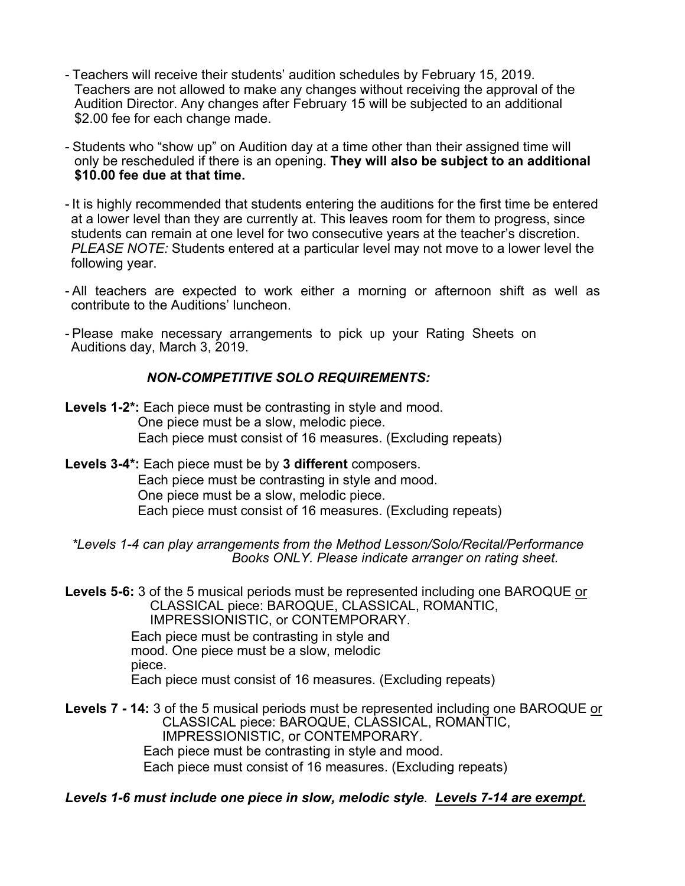- Teachers will receive their students' audition schedules by February 15, 2019. Teachers are not allowed to make any changes without receiving the approval of the Audition Director. Any changes after February 15 will be subjected to an additional $2.00 fee for each change made.

- Students who "show up" on Audition day at a time other than their assigned time will only be rescheduled if there is an opening. **They will also be subject to an additional $10.00 fee due at that time.**

- It is highly recommended that students entering the auditions for the first time be entered at a lower level than they are currently at. This leaves room for them to progress, since students can remain at one level for two consecutive years at the teacher's discretion. *PLEASE NOTE:* Students entered at a particular level may not move to a lower level the following year.

- All teachers are expected to work either a morning or afternoon shift as well as contribute to the Auditions' luncheon.

- Please make necessary arrangements to pick up your Rating Sheets on Auditions day, March 3, 2019.

### *NON-COMPETITIVE SOLO REQUIREMENTS:*

**Levels 1-2*:** Each piece must be contrasting in style and mood.
One piece must be a slow, melodic piece.
Each piece must consist of 16 measures. (Excluding repeats)

**Levels 3-4*:** Each piece must be by **3 different** composers.
Each piece must be contrasting in style and mood.
One piece must be a slow, melodic piece.
Each piece must consist of 16 measures. (Excluding repeats)

*\*Levels 1-4 can play arrangements from the Method Lesson/Solo/Recital/Performance Books ONLY. Please indicate arranger on rating sheet.*

**Levels 5-6:** 3 of the 5 musical periods must be represented including one BAROQUE <u>or</u> CLASSICAL piece: BAROQUE, CLASSICAL, ROMANTIC, IMPRESSIONISTIC, or CONTEMPORARY.
Each piece must be contrasting in style and mood. One piece must be a slow, melodic piece.
Each piece must consist of 16 measures. (Excluding repeats)

**Levels 7 - 14:** 3 of the 5 musical periods must be represented including one BAROQUE <u>or</u> CLASSICAL piece: BAROQUE, CLASSICAL, ROMANTIC, IMPRESSIONISTIC, or CONTEMPORARY.
Each piece must be contrasting in style and mood.
Each piece must consist of 16 measures. (Excluding repeats)

***Levels 1-6 must include one piece in slow, melodic style*. <u>*Levels 7-14 are exempt.*</u>**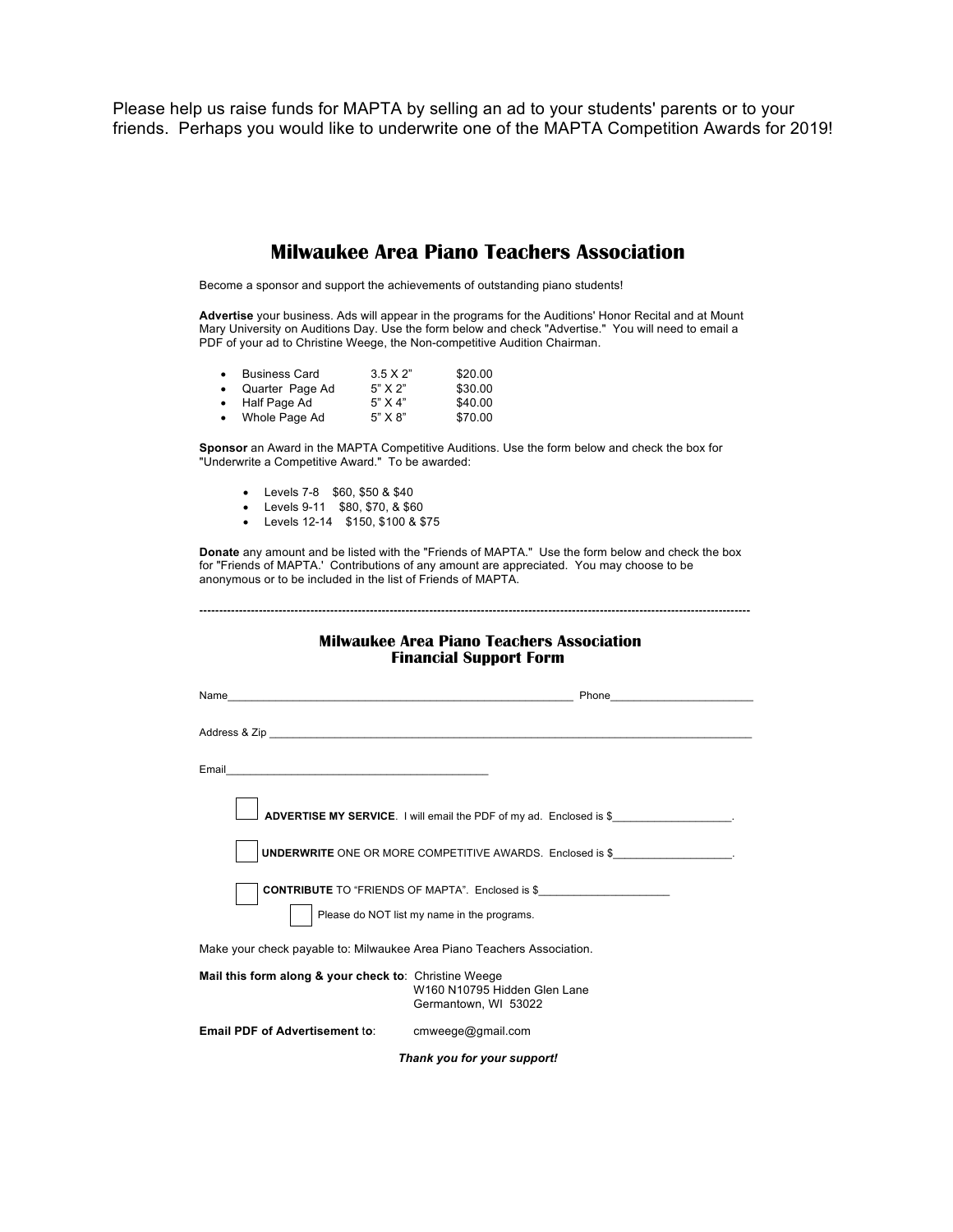Please help us raise funds for MAPTA by selling an ad to your students' parents or to your friends. Perhaps you would like to underwrite one of the MAPTA Competition Awards for 2019!

# Milwaukee Area Piano Teachers Association

Become a sponsor and support the achievements of outstanding piano students!

**Advertise** your business. Ads will appear in the programs for the Auditions' Honor Recital and at Mount Mary University on Auditions Day. Use the form below and check "Advertise." You will need to email a PDF of your ad to Christine Weege, the Non-competitive Audition Chairman.

- Business Card 3.5 X 2" $20.00
- Quarter Page Ad 5" X 2" $30.00
- Half Page Ad 5" X 4" $40.00
- Whole Page Ad 5" X 8" $70.00

**Sponsor** an Award in the MAPTA Competitive Auditions. Use the form below and check the box for "Underwrite a Competitive Award." To be awarded:

- Levels 7-8 $60, $50 & $40
- Levels 9-11 $80, $70, & $60
- Levels 12-14 $150, $100 & $75

**Donate** any amount and be listed with the "Friends of MAPTA." Use the form below and check the box for "Friends of MAPTA.' Contributions of any amount are appreciated. You may choose to be anonymous or to be included in the list of Friends of MAPTA.

---

## Milwaukee Area Piano Teachers Association
## Financial Support Form

Name___________________________________________________________ Phone_______________________

Address & Zip ___________________________________________________________________________________

Email___________________________________________

☐ **ADVERTISE MY SERVICE**. I will email the PDF of my ad. Enclosed is $___________________.

☐ **UNDERWRITE** ONE OR MORE COMPETITIVE AWARDS. Enclosed is $___________________.

☐ **CONTRIBUTE** TO "FRIENDS OF MAPTA". Enclosed is $_____________________

☐ Please do NOT list my name in the programs.

Make your check payable to: Milwaukee Area Piano Teachers Association.

**Mail this form along & your check to**: Christine Weege
W160 N10795 Hidden Glen Lane
Germantown, WI 53022

**Email PDF of Advertisement t**o: cmweege@gmail.com

***Thank you for your support!***